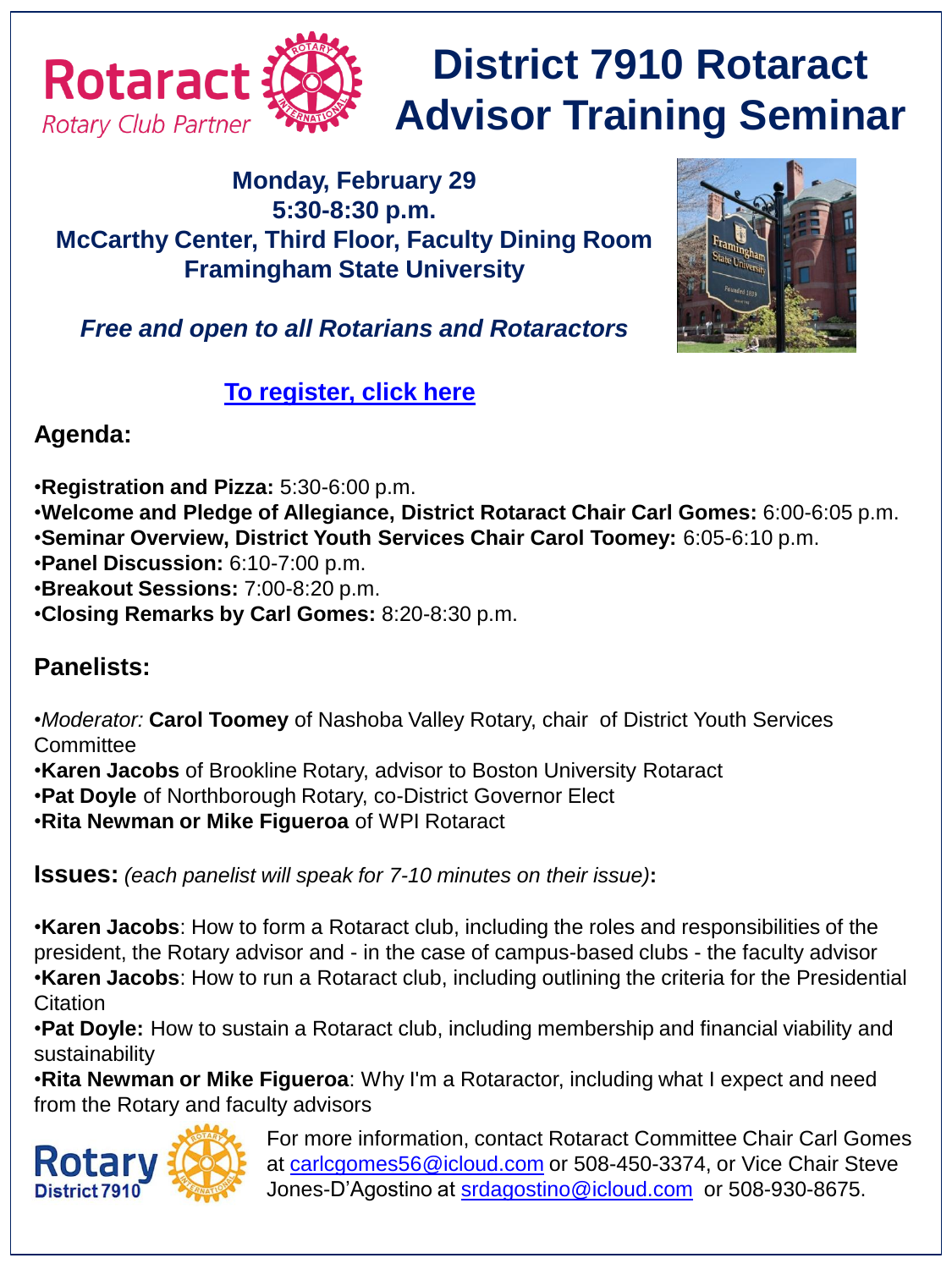Rotaract
Rotary Club Partner

# District 7910 Rotaract Advisor Training Seminar

**Monday, February 29**
**5:30-8:30 p.m.**
**McCarthy Center, Third Floor, Faculty Dining Room**
**Framingham State University**

***Free and open to all Rotarians and Rotaractors***

**To register, click here**

## Agenda:

- **Registration and Pizza:** 5:30-6:00 p.m.
- **Welcome and Pledge of Allegiance, District Rotaract Chair Carl Gomes:** 6:00-6:05 p.m.
- **Seminar Overview, District Youth Services Chair Carol Toomey:** 6:05-6:10 p.m.
- **Panel Discussion:** 6:10-7:00 p.m.
- **Breakout Sessions:** 7:00-8:20 p.m.
- **Closing Remarks by Carl Gomes:** 8:20-8:30 p.m.

## Panelists:

- *Moderator:* **Carol Toomey** of Nashoba Valley Rotary, chair of District Youth Services Committee
- **Karen Jacobs** of Brookline Rotary, advisor to Boston University Rotaract
- **Pat Doyle** of Northborough Rotary, co-District Governor Elect
- **Rita Newman or Mike Figueroa** of WPI Rotaract

## Issues: *(each panelist will speak for 7-10 minutes on their issue)***:**

- **Karen Jacobs**: How to form a Rotaract club, including the roles and responsibilities of the president, the Rotary advisor and - in the case of campus-based clubs - the faculty advisor
- **Karen Jacobs**: How to run a Rotaract club, including outlining the criteria for the Presidential Citation
- **Pat Doyle:** How to sustain a Rotaract club, including membership and financial viability and sustainability
- **Rita Newman or Mike Figueroa**: Why I'm a Rotaractor, including what I expect and need from the Rotary and faculty advisors

Rotary District 7910

For more information, contact Rotaract Committee Chair Carl Gomes at carlcgomes56@icloud.com or 508-450-3374, or Vice Chair Steve Jones-D'Agostino at srdagostino@icloud.com or 508-930-8675.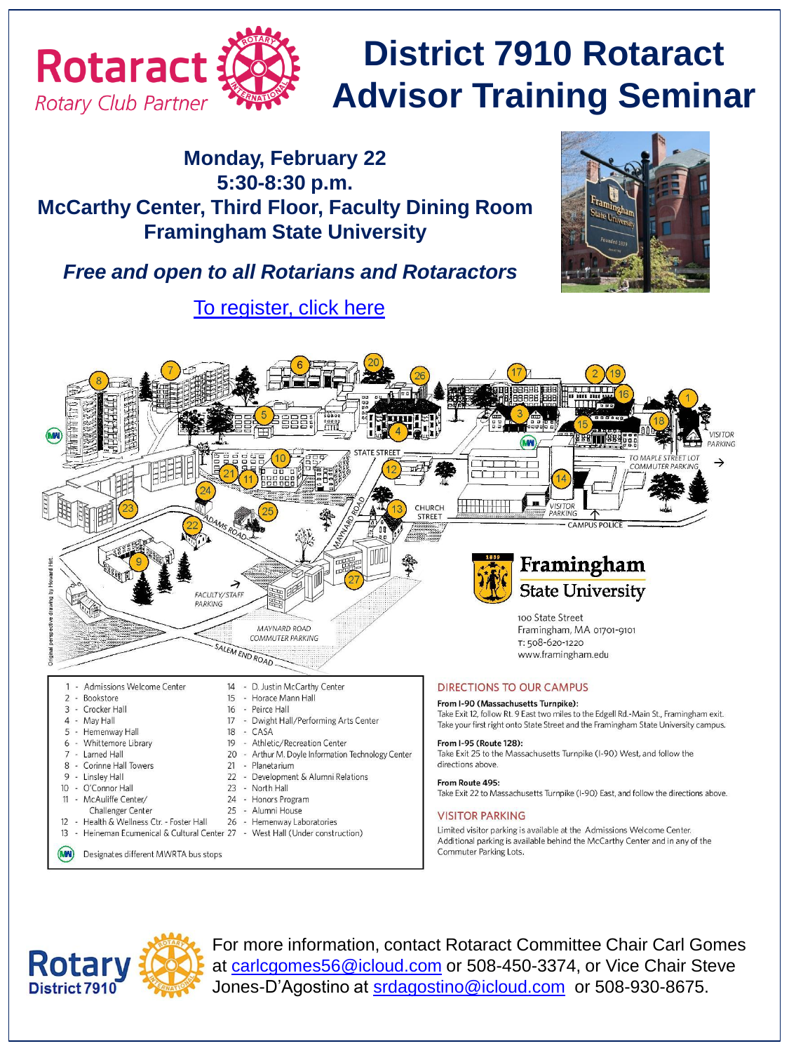Rotaract
Rotary Club Partner

# District 7910 Rotaract Advisor Training Seminar

**Monday, February 22**
**5:30-8:30 p.m.**
**McCarthy Center, Third Floor, Faculty Dining Room**
**Framingham State University**

***Free and open to all Rotarians and Rotaractors***

To register, click here

STATE STREET
CHURCH STREET
ADAMS ROAD
MAYNARD ROAD
SALEM END ROAD
VISITOR PARKING
TO MAPLE STREET LOT COMMUTER PARKING
CAMPUS POLICE
FACULTY/STAFF PARKING
MAYNARD ROAD COMMUTER PARKING

**Framingham State University**

100 State Street
Framingham, MA 01701-9101
T: 508-620-1220
www.framingham.edu

1 - Admissions Welcome Center
2 - Bookstore
3 - Crocker Hall
4 - May Hall
5 - Hemenway Hall
6 - Whittemore Library
7 - Larned Hall
8 - Corinne Hall Towers
9 - Linsley Hall
10 - O'Connor Hall
11 - McAuliffe Center/ Challenger Center
12 - Health & Wellness Ctr. - Foster Hall
13 - Heineman Ecumenical & Cultural Center
14 - D. Justin McCarthy Center
15 - Horace Mann Hall
16 - Peirce Hall
17 - Dwight Hall/Performing Arts Center
18 - CASA
19 - Athletic/Recreation Center
20 - Arthur M. Doyle Information Technology Center
21 - Planetarium
22 - Development & Alumni Relations
23 - North Hall
24 - Honors Program
25 - Alumni House
26 - Hemenway Laboratories
27 - West Hall (Under construction)

MW Designates different MWRTA bus stops

## DIRECTIONS TO OUR CAMPUS

**From I-90 (Massachusetts Turnpike):**
Take Exit 12, follow Rt. 9 East two miles to the Edgell Rd.-Main St., Framingham exit. Take your first right onto State Street and the Framingham State University campus.

**From I-95 (Route 128):**
Take Exit 25 to the Massachusetts Turnpike (I-90) West, and follow the directions above.

**From Route 495:**
Take Exit 22 to Massachusetts Turnpike (I-90) East, and follow the directions above.

## VISITOR PARKING

Limited visitor parking is available at the Admissions Welcome Center. Additional parking is available behind the McCarthy Center and in any of the Commuter Parking Lots.

Rotary District 7910

For more information, contact Rotaract Committee Chair Carl Gomes at carlcgomes56@icloud.com or 508-450-3374, or Vice Chair Steve Jones-D'Agostino at srdagostino@icloud.com or 508-930-8675.